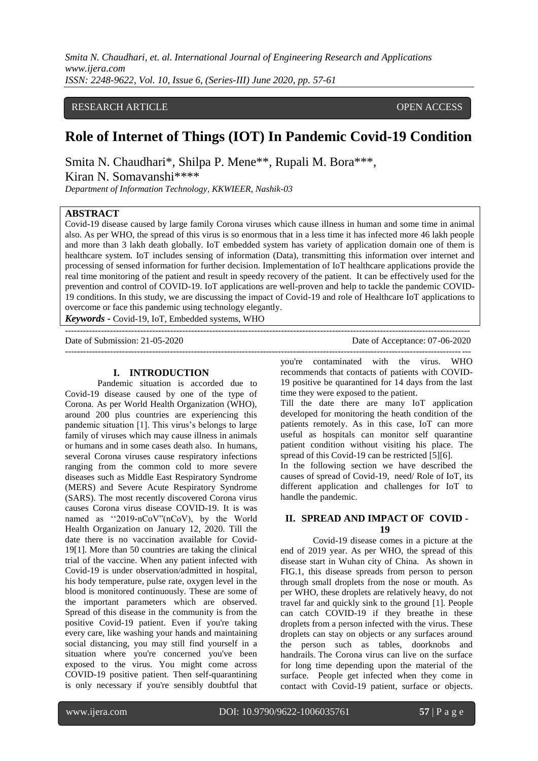RESEARCH ARTICLE OPEN ACCESS

# Role of Internet of Things (IOT) In Pandemic Covid-19 Condition

Smita N. Chaudhari*, Shilpa P. Mene**, Rupali M. Bora***, Kiran N. Somavanshi****

*Department of Information Technology, KKWIEER, Nashik-03*

## ABSTRACT

Covid-19 disease caused by large family Corona viruses which cause illness in human and some time in animal also. As per WHO, the spread of this virus is so enormous that in a less time it has infected more 46 lakh people and more than 3 lakh death globally. IoT embedded system has variety of application domain one of them is healthcare system. IoT includes sensing of information (Data), transmitting this information over internet and processing of sensed information for further decision. Implementation of IoT healthcare applications provide the real time monitoring of the patient and result in speedy recovery of the patient. It can be effectively used for the prevention and control of COVID-19. IoT applications are well-proven and help to tackle the pandemic COVID-19 conditions. In this study, we are discussing the impact of Covid-19 and role of Healthcare IoT applications to overcome or face this pandemic using technology elegantly.

***Keywords*** - Covid-19, IoT, Embedded systems, WHO

Date of Submission: 21-05-2020 Date of Acceptance: 07-06-2020

## I. INTRODUCTION

Pandemic situation is accorded due to Covid-19 disease caused by one of the type of Corona. As per World Health Organization (WHO), around 200 plus countries are experiencing this pandemic situation [1]. This virus's belongs to large family of viruses which may cause illness in animals or humans and in some cases death also. In humans, several Corona viruses cause respiratory infections ranging from the common cold to more severe diseases such as Middle East Respiratory Syndrome (MERS) and Severe Acute Respiratory Syndrome (SARS). The most recently discovered Corona virus causes Corona virus disease COVID-19. It is was named as ''2019-nCoV"(nCoV), by the World Health Organization on January 12, 2020. Till the date there is no vaccination available for Covid-19[1]. More than 50 countries are taking the clinical trial of the vaccine. When any patient infected with Covid-19 is under observation/admitted in hospital, his body temperature, pulse rate, oxygen level in the blood is monitored continuously. These are some of the important parameters which are observed. Spread of this disease in the community is from the positive Covid-19 patient. Even if you're taking every care, like washing your hands and maintaining social distancing, you may still find yourself in a situation where you're concerned you've been exposed to the virus. You might come across COVID-19 positive patient. Then self-quarantining is only necessary if you're sensibly doubtful that you're contaminated with the virus. WHO recommends that contacts of patients with COVID-19 positive be quarantined for 14 days from the last time they were exposed to the patient.

Till the date there are many IoT application developed for monitoring the heath condition of the patients remotely. As in this case, IoT can more useful as hospitals can monitor self quarantine patient condition without visiting his place. The spread of this Covid-19 can be restricted [5][6].

In the following section we have described the causes of spread of Covid-19, need/ Role of IoT, its different application and challenges for IoT to handle the pandemic.

## II. SPREAD AND IMPACT OF COVID -19

Covid-19 disease comes in a picture at the end of 2019 year. As per WHO, the spread of this disease start in Wuhan city of China. As shown in FIG.1, this disease spreads from person to person through small droplets from the nose or mouth. As per WHO, these droplets are relatively heavy, do not travel far and quickly sink to the ground [1]. People can catch COVID-19 if they breathe in these droplets from a person infected with the virus. These droplets can stay on objects or any surfaces around the person such as tables, doorknobs and handrails. The Corona virus can live on the surface for long time depending upon the material of the surface. People get infected when they come in contact with Covid-19 patient, surface or objects.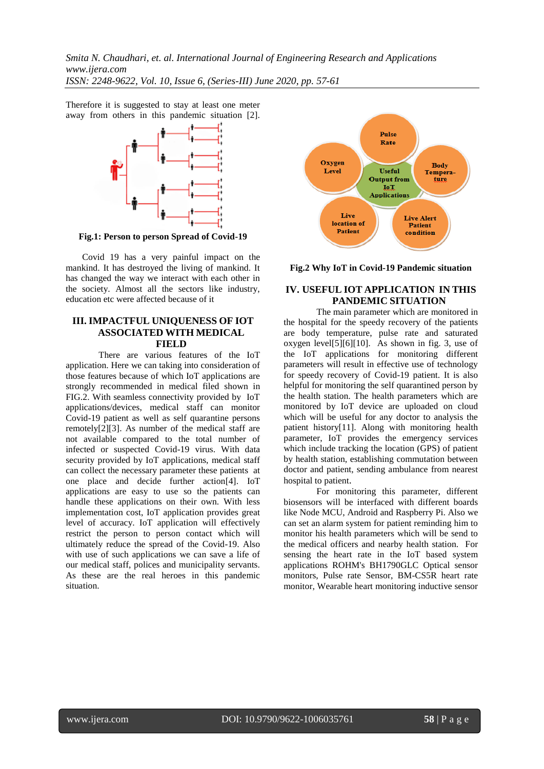Therefore it is suggested to stay at least one meter away from others in this pandemic situation [2].

**Fig.1: Person to person Spread of Covid-19**

Covid 19 has a very painful impact on the mankind. It has destroyed the living of mankind. It has changed the way we interact with each other in the society. Almost all the sectors like industry, education etc were affected because of it

## III. IMPACTFUL UNIQUENESS OF IOT ASSOCIATED WITH MEDICAL FIELD

There are various features of the IoT application. Here we can taking into consideration of those features because of which IoT applications are strongly recommended in medical filed shown in FIG.2. With seamless connectivity provided by IoT applications/devices, medical staff can monitor Covid-19 patient as well as self quarantine persons remotely[2][3]. As number of the medical staff are not available compared to the total number of infected or suspected Covid-19 virus. With data security provided by IoT applications, medical staff can collect the necessary parameter these patients at one place and decide further action[4]. IoT applications are easy to use so the patients can handle these applications on their own. With less implementation cost, IoT application provides great level of accuracy. IoT application will effectively restrict the person to person contact which will ultimately reduce the spread of the Covid-19. Also with use of such applications we can save a life of our medical staff, polices and municipality servants. As these are the real heroes in this pandemic situation.

**Fig.2 Why IoT in Covid-19 Pandemic situation**

## IV. USEFUL IOT APPLICATION IN THIS PANDEMIC SITUATION

The main parameter which are monitored in the hospital for the speedy recovery of the patients are body temperature, pulse rate and saturated oxygen level[5][6][10]. As shown in fig. 3, use of the IoT applications for monitoring different parameters will result in effective use of technology for speedy recovery of Covid-19 patient. It is also helpful for monitoring the self quarantined person by the health station. The health parameters which are monitored by IoT device are uploaded on cloud which will be useful for any doctor to analysis the patient history[11]. Along with monitoring health parameter, IoT provides the emergency services which include tracking the location (GPS) of patient by health station, establishing commutation between doctor and patient, sending ambulance from nearest hospital to patient.

For monitoring this parameter, different biosensors will be interfaced with different boards like Node MCU, Android and Raspberry Pi. Also we can set an alarm system for patient reminding him to monitor his health parameters which will be send to the medical officers and nearby health station. For sensing the heart rate in the IoT based system applications ROHM's BH1790GLC Optical sensor monitors, Pulse rate Sensor, BM-CS5R heart rate monitor, Wearable heart monitoring inductive sensor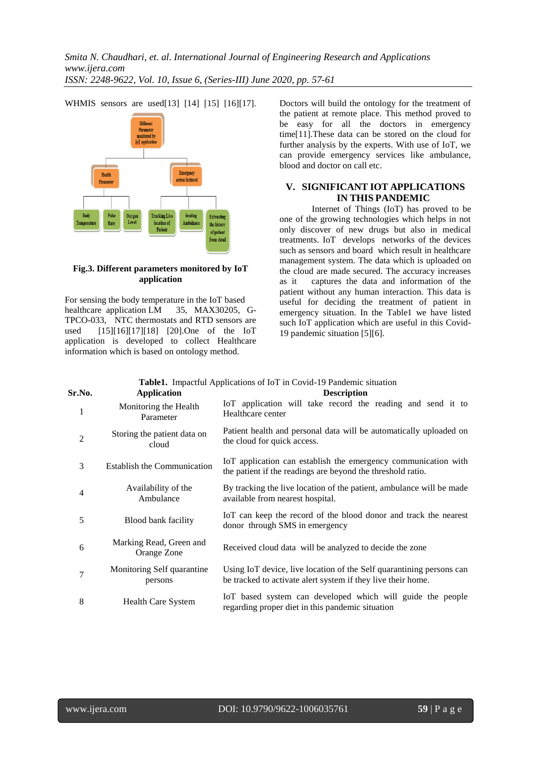WHMIS sensors are used[13] [14] [15] [16][17].

**Fig.3. Different parameters monitored by IoT application**

For sensing the body temperature in the IoT based healthcare application LM 35, MAX30205, G-TPCO-033, NTC thermostats and RTD sensors are used [15][16][17][18] [20].One of the IoT application is developed to collect Healthcare information which is based on ontology method. Doctors will build the ontology for the treatment of the patient at remote place. This method proved to be easy for all the doctors in emergency time[11].These data can be stored on the cloud for further analysis by the experts. With use of IoT, we can provide emergency services like ambulance, blood and doctor on call etc.

## V. SIGNIFICANT IOT APPLICATIONS IN THIS PANDEMIC

Internet of Things (IoT) has proved to be one of the growing technologies which helps in not only discover of new drugs but also in medical treatments. IoT develops networks of the devices such as sensors and board which result in healthcare management system. The data which is uploaded on the cloud are made secured. The accuracy increases as it captures the data and information of the patient without any human interaction. This data is useful for deciding the treatment of patient in emergency situation. In the Table1 we have listed such IoT application which are useful in this Covid-19 pandemic situation [5][6].

**Table1.** Impactful Applications of IoT in Covid-19 Pandemic situation

| Sr.No. | Application | Description |
|---|---|---|
| 1 | Monitoring the Health Parameter | IoT application will take record the reading and send it to Healthcare center |
| 2 | Storing the patient data on cloud | Patient health and personal data will be automatically uploaded on the cloud for quick access. |
| 3 | Establish the Communication | IoT application can establish the emergency communication with the patient if the readings are beyond the threshold ratio. |
| 4 | Availability of the Ambulance | By tracking the live location of the patient, ambulance will be made available from nearest hospital. |
| 5 | Blood bank facility | IoT can keep the record of the blood donor and track the nearest donor through SMS in emergency |
| 6 | Marking Read, Green and Orange Zone | Received cloud data will be analyzed to decide the zone |
| 7 | Monitoring Self quarantine persons | Using IoT device, live location of the Self quarantining persons can be tracked to activate alert system if they live their home. |
| 8 | Health Care System | IoT based system can developed which will guide the people regarding proper diet in this pandemic situation |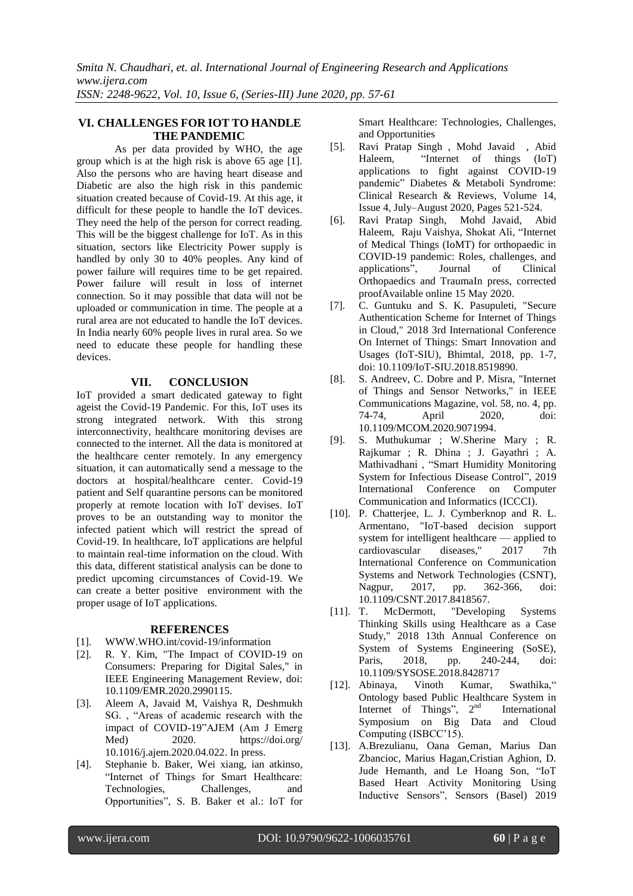## VI. CHALLENGES FOR IOT TO HANDLE THE PANDEMIC

As per data provided by WHO, the age group which is at the high risk is above 65 age [1]. Also the persons who are having heart disease and Diabetic are also the high risk in this pandemic situation created because of Covid-19. At this age, it difficult for these people to handle the IoT devices. They need the help of the person for correct reading. This will be the biggest challenge for IoT. As in this situation, sectors like Electricity Power supply is handled by only 30 to 40% peoples. Any kind of power failure will requires time to be get repaired. Power failure will result in loss of internet connection. So it may possible that data will not be uploaded or communication in time. The people at a rural area are not educated to handle the IoT devices. In India nearly 60% people lives in rural area. So we need to educate these people for handling these devices.

## VII. CONCLUSION

IoT provided a smart dedicated gateway to fight ageist the Covid-19 Pandemic. For this, IoT uses its strong integrated network. With this strong interconnectivity, healthcare monitoring devises are connected to the internet. All the data is monitored at the healthcare center remotely. In any emergency situation, it can automatically send a message to the doctors at hospital/healthcare center. Covid-19 patient and Self quarantine persons can be monitored properly at remote location with IoT devises. IoT proves to be an outstanding way to monitor the infected patient which will restrict the spread of Covid-19. In healthcare, IoT applications are helpful to maintain real-time information on the cloud. With this data, different statistical analysis can be done to predict upcoming circumstances of Covid-19. We can create a better positive environment with the proper usage of IoT applications.

## REFERENCES

[1]. WWW.WHO.int/covid-19/information

[2]. R. Y. Kim, "The Impact of COVID-19 on Consumers: Preparing for Digital Sales," in IEEE Engineering Management Review, doi: 10.1109/EMR.2020.2990115.

[3]. Aleem A, Javaid M, Vaishya R, Deshmukh SG. , "Areas of academic research with the impact of COVID-19"AJEM (Am J Emerg Med) 2020. https://doi.org/ 10.1016/j.ajem.2020.04.022. In press.

[4]. Stephanie b. Baker, Wei xiang, ian atkinso, "Internet of Things for Smart Healthcare: Technologies, Challenges, and Opportunities", S. B. Baker et al.: IoT for Smart Healthcare: Technologies, Challenges, and Opportunities

[5]. Ravi Pratap Singh , Mohd Javaid , Abid Haleem, "Internet of things (IoT) applications to fight against COVID-19 pandemic" Diabetes & Metaboli Syndrome: Clinical Research & Reviews, Volume 14, Issue 4, July–August 2020, Pages 521-524.

[6]. Ravi Pratap Singh, Mohd Javaid, Abid Haleem, Raju Vaishya, Shokat Ali, "Internet of Medical Things (IoMT) for orthopaedic in COVID-19 pandemic: Roles, challenges, and applications", Journal of Clinical Orthopaedics and TraumaIn press, corrected proofAvailable online 15 May 2020.

[7]. C. Guntuku and S. K. Pasupuleti, "Secure Authentication Scheme for Internet of Things in Cloud," 2018 3rd International Conference On Internet of Things: Smart Innovation and Usages (IoT-SIU), Bhimtal, 2018, pp. 1-7, doi: 10.1109/IoT-SIU.2018.8519890.

[8]. S. Andreev, C. Dobre and P. Misra, "Internet of Things and Sensor Networks," in IEEE Communications Magazine, vol. 58, no. 4, pp. 74-74, April 2020, doi: 10.1109/MCOM.2020.9071994.

[9]. S. Muthukumar ; W.Sherine Mary ; R. Rajkumar ; R. Dhina ; J. Gayathri ; A. Mathivadhani , "Smart Humidity Monitoring System for Infectious Disease Control", 2019 International Conference on Computer Communication and Informatics (ICCCI).

[10]. P. Chatterjee, L. J. Cymberknop and R. L. Armentano, "IoT-based decision support system for intelligent healthcare — applied to cardiovascular diseases," 2017 7th International Conference on Communication Systems and Network Technologies (CSNT), Nagpur, 2017, pp. 362-366, doi: 10.1109/CSNT.2017.8418567.

[11]. T. McDermott, "Developing Systems Thinking Skills using Healthcare as a Case Study," 2018 13th Annual Conference on System of Systems Engineering (SoSE), Paris, 2018, pp. 240-244, doi: 10.1109/SYSOSE.2018.8428717

[12]. Abinaya, Vinoth Kumar, Swathika," Ontology based Public Healthcare System in Internet of Things", 2nd International Symposium on Big Data and Cloud Computing (ISBCC'15).

[13]. A.Brezulianu, Oana Geman, Marius Dan Zbancioc, Marius Hagan,Cristian Aghion, D. Jude Hemanth, and Le Hoang Son, "IoT Based Heart Activity Monitoring Using Inductive Sensors", Sensors (Basel) 2019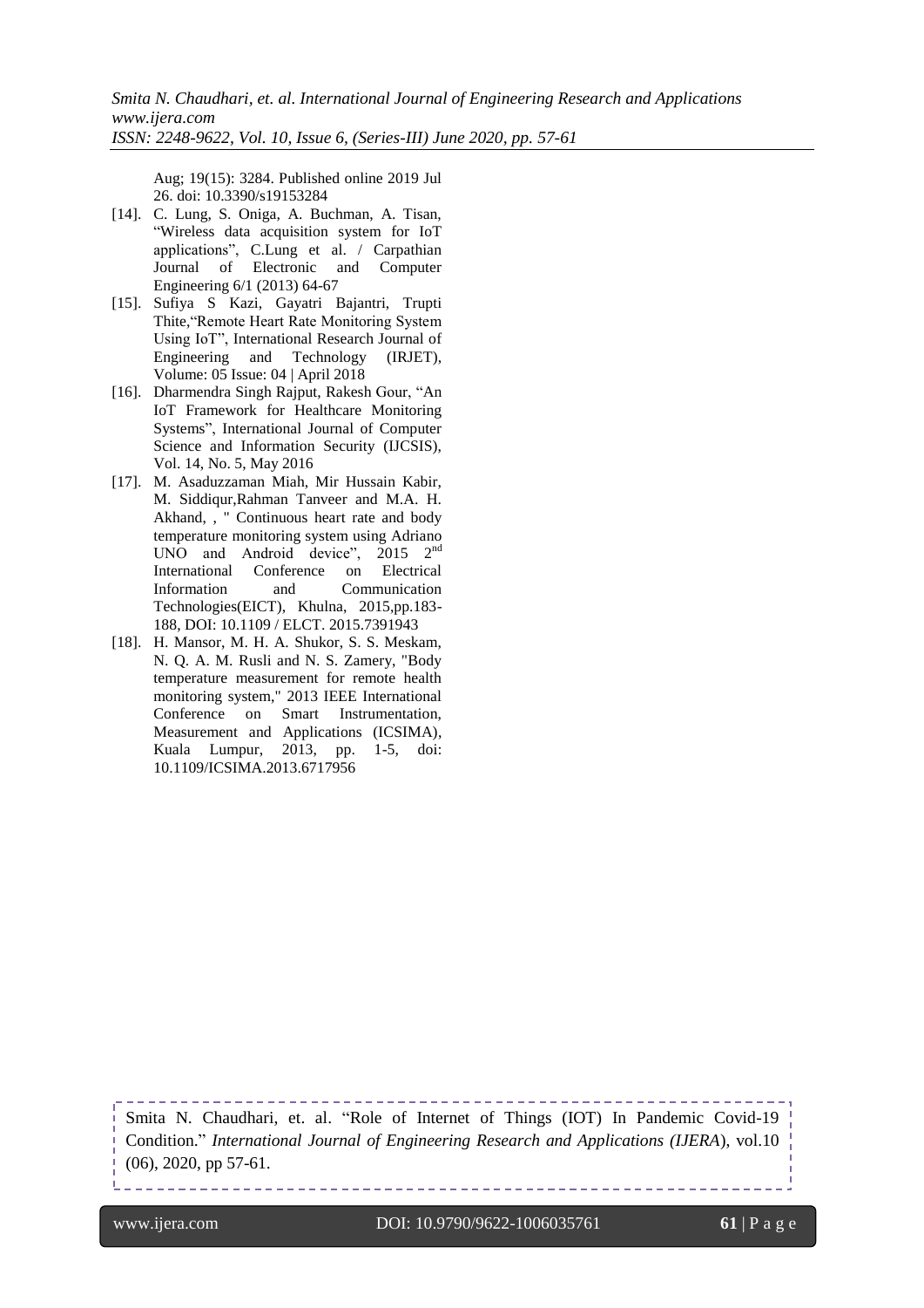Aug; 19(15): 3284. Published online 2019 Jul 26. doi: 10.3390/s19153284

[14]. C. Lung, S. Oniga, A. Buchman, A. Tisan, "Wireless data acquisition system for IoT applications", C.Lung et al. / Carpathian Journal of Electronic and Computer Engineering 6/1 (2013) 64-67

[15]. Sufiya S Kazi, Gayatri Bajantri, Trupti Thite,"Remote Heart Rate Monitoring System Using IoT", International Research Journal of Engineering and Technology (IRJET), Volume: 05 Issue: 04 | April 2018

[16]. Dharmendra Singh Rajput, Rakesh Gour, "An IoT Framework for Healthcare Monitoring Systems", International Journal of Computer Science and Information Security (IJCSIS), Vol. 14, No. 5, May 2016

[17]. M. Asaduzzaman Miah, Mir Hussain Kabir, M. Siddiqur,Rahman Tanveer and M.A. H. Akhand, , " Continuous heart rate and body temperature monitoring system using Adriano UNO and Android device", 2015 2nd International Conference on Electrical Information and Communication Technologies(EICT), Khulna, 2015,pp.183-188, DOI: 10.1109 / ELCT. 2015.7391943

[18]. H. Mansor, M. H. A. Shukor, S. S. Meskam, N. Q. A. M. Rusli and N. S. Zamery, "Body temperature measurement for remote health monitoring system," 2013 IEEE International Conference on Smart Instrumentation, Measurement and Applications (ICSIMA), Kuala Lumpur, 2013, pp. 1-5, doi: 10.1109/ICSIMA.2013.6717956

Smita N. Chaudhari, et. al. "Role of Internet of Things (IOT) In Pandemic Covid-19 Condition." *International Journal of Engineering Research and Applications (IJERA*), vol.10 (06), 2020, pp 57-61.